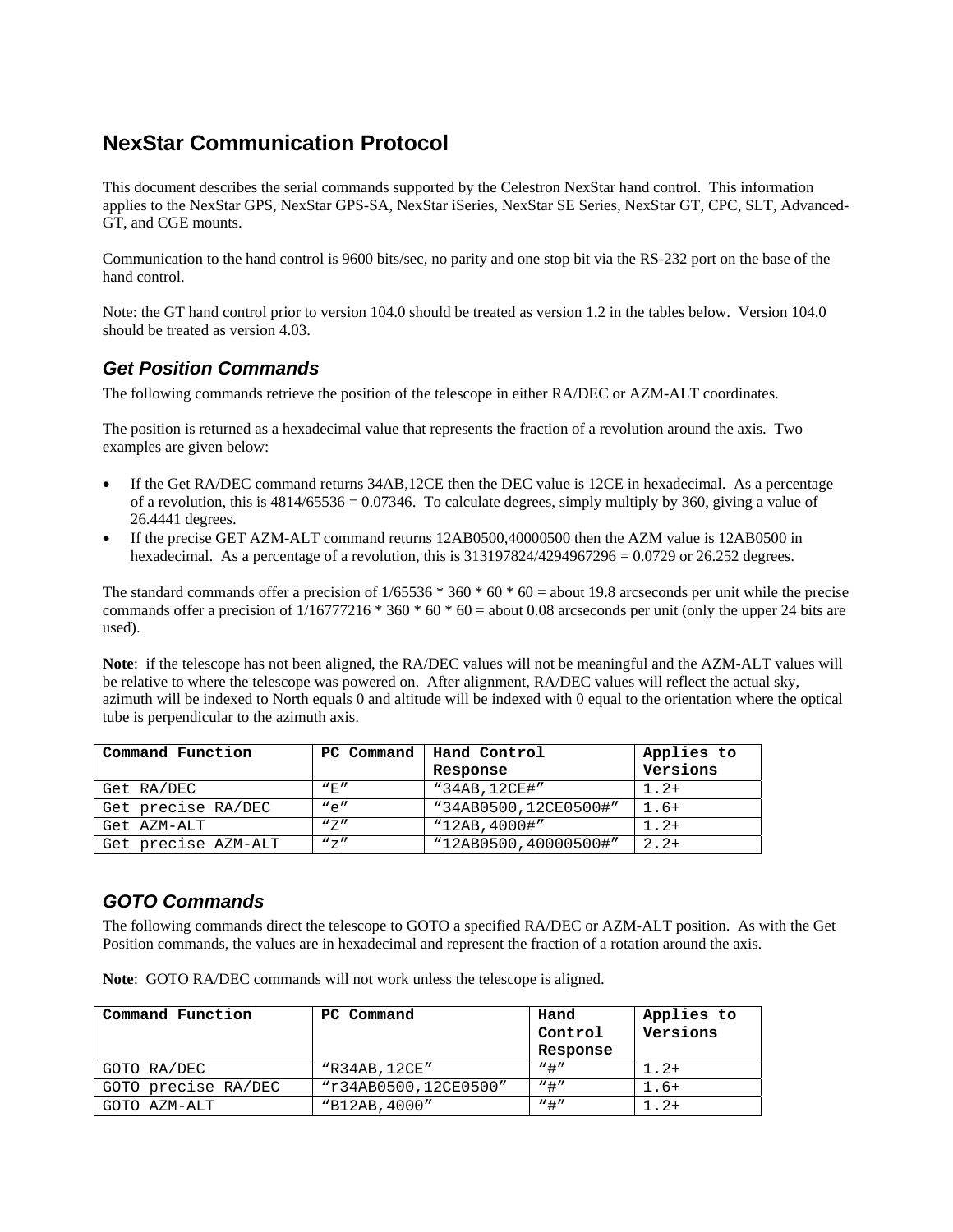# NexStar Communication Protocol

This document describes the serial commands supported by the Celestron NexStar hand control. This information applies to the NexStar GPS, NexStar GPS-SA, NexStar iSeries, NexStar SE Series, NexStar GT, CPC, SLT, Advanced-GT, and CGE mounts.

Communication to the hand control is 9600 bits/sec, no parity and one stop bit via the RS-232 port on the base of the hand control.

Note: the GT hand control prior to version 104.0 should be treated as version 1.2 in the tables below. Version 104.0 should be treated as version 4.03.

## *Get Position Commands*

The following commands retrieve the position of the telescope in either RA/DEC or AZM-ALT coordinates.

The position is returned as a hexadecimal value that represents the fraction of a revolution around the axis. Two examples are given below:

- If the Get RA/DEC command returns 34AB,12CE then the DEC value is 12CE in hexadecimal. As a percentage of a revolution, this is 4814/65536 = 0.07346. To calculate degrees, simply multiply by 360, giving a value of 26.4441 degrees.
- If the precise GET AZM-ALT command returns 12AB0500,40000500 then the AZM value is 12AB0500 in hexadecimal. As a percentage of a revolution, this is 313197824/4294967296 = 0.0729 or 26.252 degrees.

The standard commands offer a precision of 1/65536 * 360 * 60 * 60 = about 19.8 arcseconds per unit while the precise commands offer a precision of 1/16777216 * 360 * 60 * 60 = about 0.08 arcseconds per unit (only the upper 24 bits are used).

**Note**: if the telescope has not been aligned, the RA/DEC values will not be meaningful and the AZM-ALT values will be relative to where the telescope was powered on. After alignment, RA/DEC values will reflect the actual sky, azimuth will be indexed to North equals 0 and altitude will be indexed with 0 equal to the orientation where the optical tube is perpendicular to the azimuth axis.

| Command Function | PC Command | Hand Control Response | Applies to Versions |
|---|---|---|---|
| Get RA/DEC | "E" | "34AB,12CE#" | 1.2+ |
| Get precise RA/DEC | "e" | "34AB0500,12CE0500#" | 1.6+ |
| Get AZM-ALT | "Z" | "12AB,4000#" | 1.2+ |
| Get precise AZM-ALT | "z" | "12AB0500,40000500#" | 2.2+ |

## *GOTO Commands*

The following commands direct the telescope to GOTO a specified RA/DEC or AZM-ALT position. As with the Get Position commands, the values are in hexadecimal and represent the fraction of a rotation around the axis.

**Note**: GOTO RA/DEC commands will not work unless the telescope is aligned.

| Command Function | PC Command | Hand Control Response | Applies to Versions |
|---|---|---|---|
| GOTO RA/DEC | "R34AB,12CE" | "#" | 1.2+ |
| GOTO precise RA/DEC | "r34AB0500,12CE0500" | "#" | 1.6+ |
| GOTO AZM-ALT | "B12AB,4000" | "#" | 1.2+ |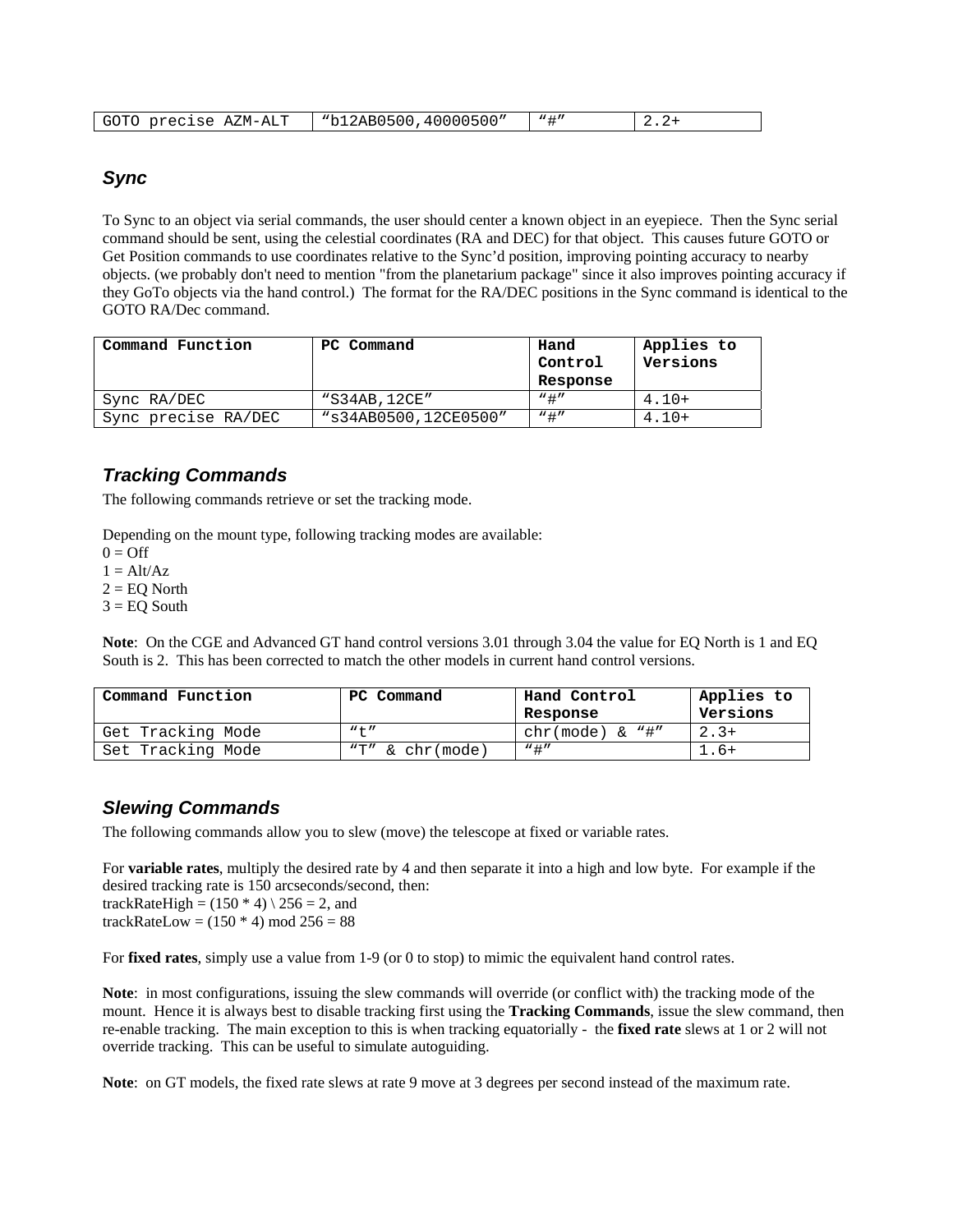| GOTO precise AZM-ALT | "b12AB0500,40000500" | "#" | 2.2+ |
|---|---|---|---|

### *Sync*

To Sync to an object via serial commands, the user should center a known object in an eyepiece. Then the Sync serial command should be sent, using the celestial coordinates (RA and DEC) for that object. This causes future GOTO or Get Position commands to use coordinates relative to the Sync'd position, improving pointing accuracy to nearby objects. (we probably don't need to mention "from the planetarium package" since it also improves pointing accuracy if they GoTo objects via the hand control.) The format for the RA/DEC positions in the Sync command is identical to the GOTO RA/Dec command.

| **Command Function** | **PC Command** | **Hand Control Response** | **Applies to Versions** |
|---|---|---|---|
| Sync RA/DEC | "S34AB,12CE" | "#" | 4.10+ |
| Sync precise RA/DEC | "s34AB0500,12CE0500" | "#" | 4.10+ |

### *Tracking Commands*

The following commands retrieve or set the tracking mode.

Depending on the mount type, following tracking modes are available:
0 = Off
1 = Alt/Az
2 = EQ North
3 = EQ South

**Note**: On the CGE and Advanced GT hand control versions 3.01 through 3.04 the value for EQ North is 1 and EQ South is 2. This has been corrected to match the other models in current hand control versions.

| **Command Function** | **PC Command** | **Hand Control Response** | **Applies to Versions** |
|---|---|---|---|
| Get Tracking Mode | "t" | chr(mode) & "#" | 2.3+ |
| Set Tracking Mode | "T" & chr(mode) | "#" | 1.6+ |

### *Slewing Commands*

The following commands allow you to slew (move) the telescope at fixed or variable rates.

For **variable rates**, multiply the desired rate by 4 and then separate it into a high and low byte. For example if the desired tracking rate is 150 arcseconds/second, then:
trackRateHigh = (150 * 4) \ 256 = 2, and
trackRateLow = (150 * 4) mod 256 = 88

For **fixed rates**, simply use a value from 1-9 (or 0 to stop) to mimic the equivalent hand control rates.

**Note**: in most configurations, issuing the slew commands will override (or conflict with) the tracking mode of the mount. Hence it is always best to disable tracking first using the **Tracking Commands**, issue the slew command, then re-enable tracking. The main exception to this is when tracking equatorially - the **fixed rate** slews at 1 or 2 will not override tracking. This can be useful to simulate autoguiding.

**Note**: on GT models, the fixed rate slews at rate 9 move at 3 degrees per second instead of the maximum rate.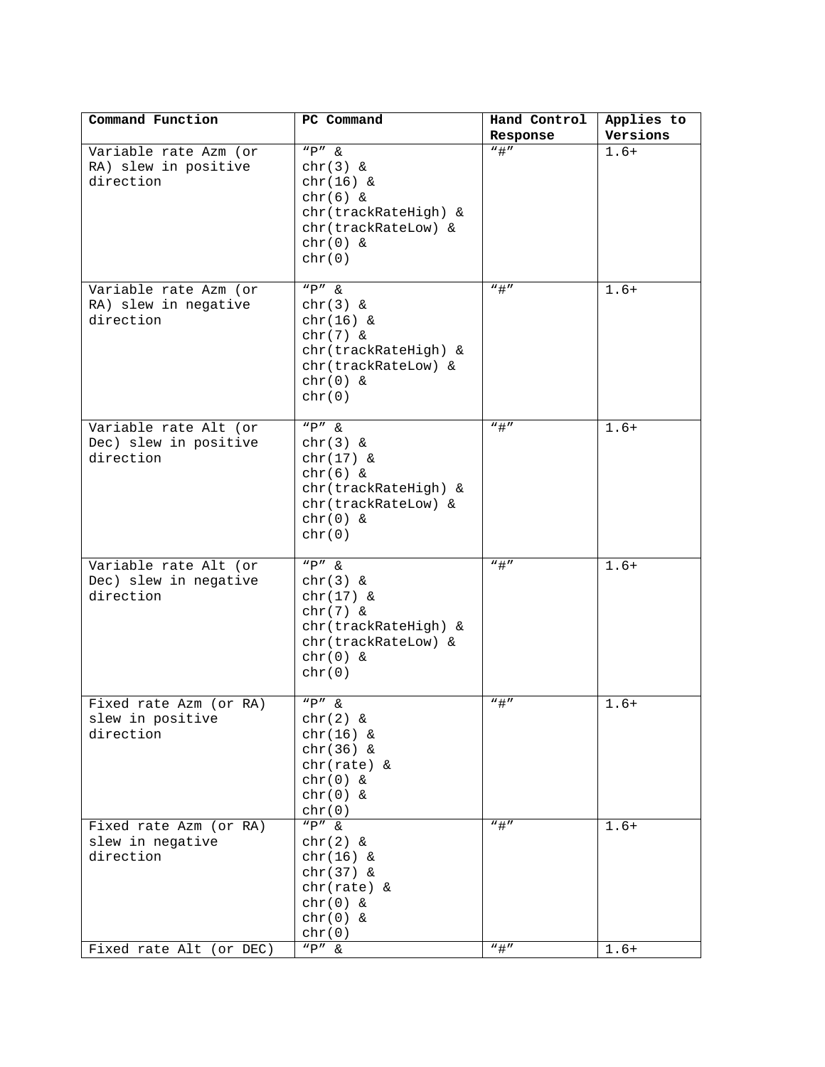| Command Function | PC Command | Hand Control Response | Applies to Versions |
| --- | --- | --- | --- |
| Variable rate Azm (or RA) slew in positive direction | "P" & chr(3) & chr(16) & chr(6) & chr(trackRateHigh) & chr(trackRateLow) & chr(0) & chr(0) | "#" | 1.6+ |
| Variable rate Azm (or RA) slew in negative direction | "P" & chr(3) & chr(16) & chr(7) & chr(trackRateHigh) & chr(trackRateLow) & chr(0) & chr(0) | "#" | 1.6+ |
| Variable rate Alt (or Dec) slew in positive direction | "P" & chr(3) & chr(17) & chr(6) & chr(trackRateHigh) & chr(trackRateLow) & chr(0) & chr(0) | "#" | 1.6+ |
| Variable rate Alt (or Dec) slew in negative direction | "P" & chr(3) & chr(17) & chr(7) & chr(trackRateHigh) & chr(trackRateLow) & chr(0) & chr(0) | "#" | 1.6+ |
| Fixed rate Azm (or RA) slew in positive direction | "P" & chr(2) & chr(16) & chr(36) & chr(rate) & chr(0) & chr(0) & chr(0) | "#" | 1.6+ |
| Fixed rate Azm (or RA) slew in negative direction | "P" & chr(2) & chr(16) & chr(37) & chr(rate) & chr(0) & chr(0) & chr(0) | "#" | 1.6+ |
| Fixed rate Alt (or DEC) | "P" & | "#" | 1.6+ |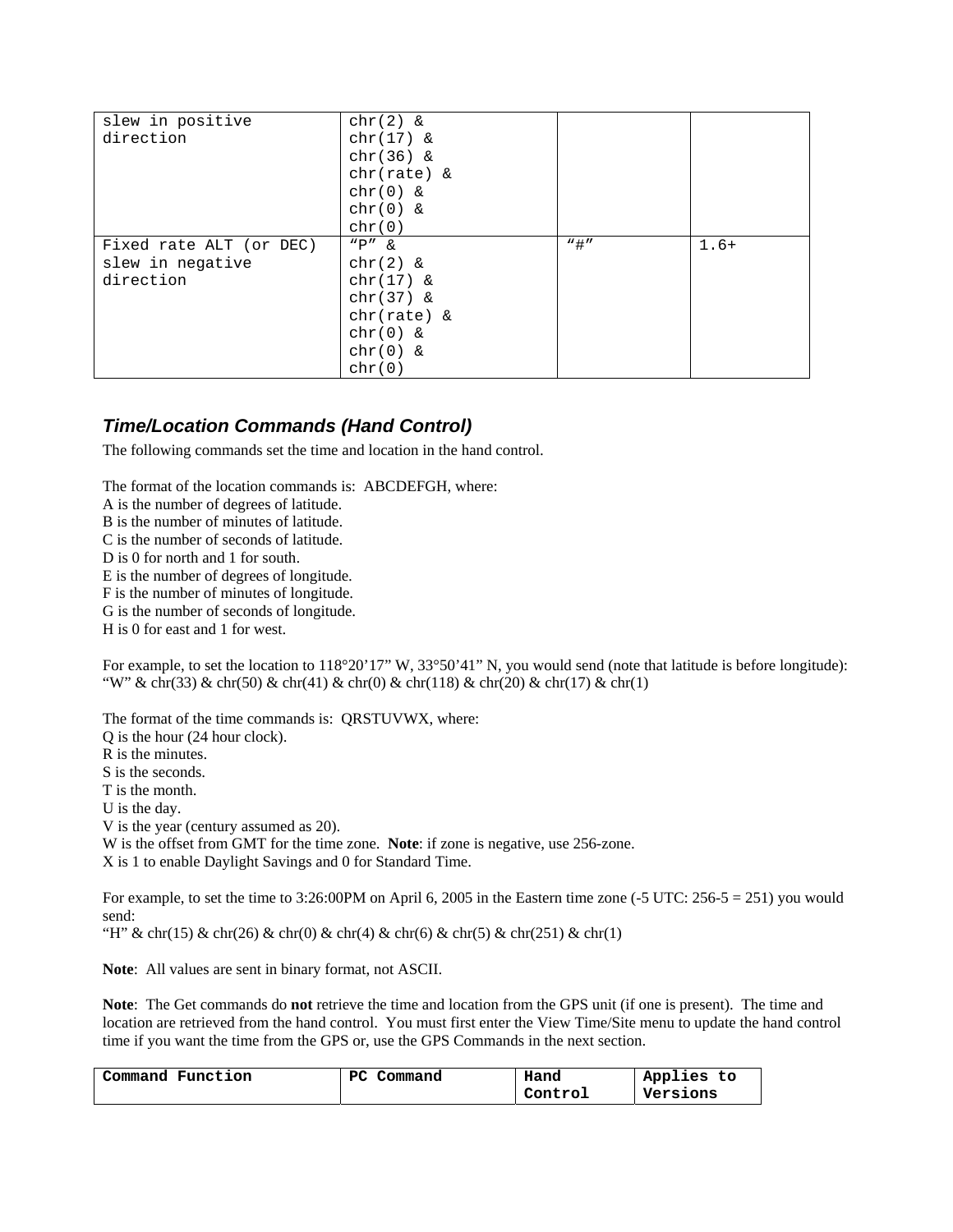| slew in positive direction | chr(2) & chr(17) & chr(36) & chr(rate) & chr(0) & chr(0) & chr(0) | | |
|---|---|---|---|
| Fixed rate ALT (or DEC) slew in negative direction | "P" & chr(2) & chr(17) & chr(37) & chr(rate) & chr(0) & chr(0) & chr(0) | "#" | 1.6+ |

### *Time/Location Commands (Hand Control)*

The following commands set the time and location in the hand control.

The format of the location commands is: ABCDEFGH, where:
A is the number of degrees of latitude.
B is the number of minutes of latitude.
C is the number of seconds of latitude.
D is 0 for north and 1 for south.
E is the number of degrees of longitude.
F is the number of minutes of longitude.
G is the number of seconds of longitude.
H is 0 for east and 1 for west.

For example, to set the location to 118°20'17" W, 33°50'41" N, you would send (note that latitude is before longitude):
"W" & chr(33) & chr(50) & chr(41) & chr(0) & chr(118) & chr(20) & chr(17) & chr(1)

The format of the time commands is: QRSTUVWX, where:
Q is the hour (24 hour clock).
R is the minutes.
S is the seconds.
T is the month.
U is the day.
V is the year (century assumed as 20).
W is the offset from GMT for the time zone. **Note**: if zone is negative, use 256-zone.
X is 1 to enable Daylight Savings and 0 for Standard Time.

For example, to set the time to 3:26:00PM on April 6, 2005 in the Eastern time zone (-5 UTC: 256-5 = 251) you would send:
"H" & chr(15) & chr(26) & chr(0) & chr(4) & chr(6) & chr(5) & chr(251) & chr(1)

**Note**: All values are sent in binary format, not ASCII.

**Note**: The Get commands do **not** retrieve the time and location from the GPS unit (if one is present). The time and location are retrieved from the hand control. You must first enter the View Time/Site menu to update the hand control time if you want the time from the GPS or, use the GPS Commands in the next section.

| Command Function | PC Command | Hand Control | Applies to Versions |
|---|---|---|---|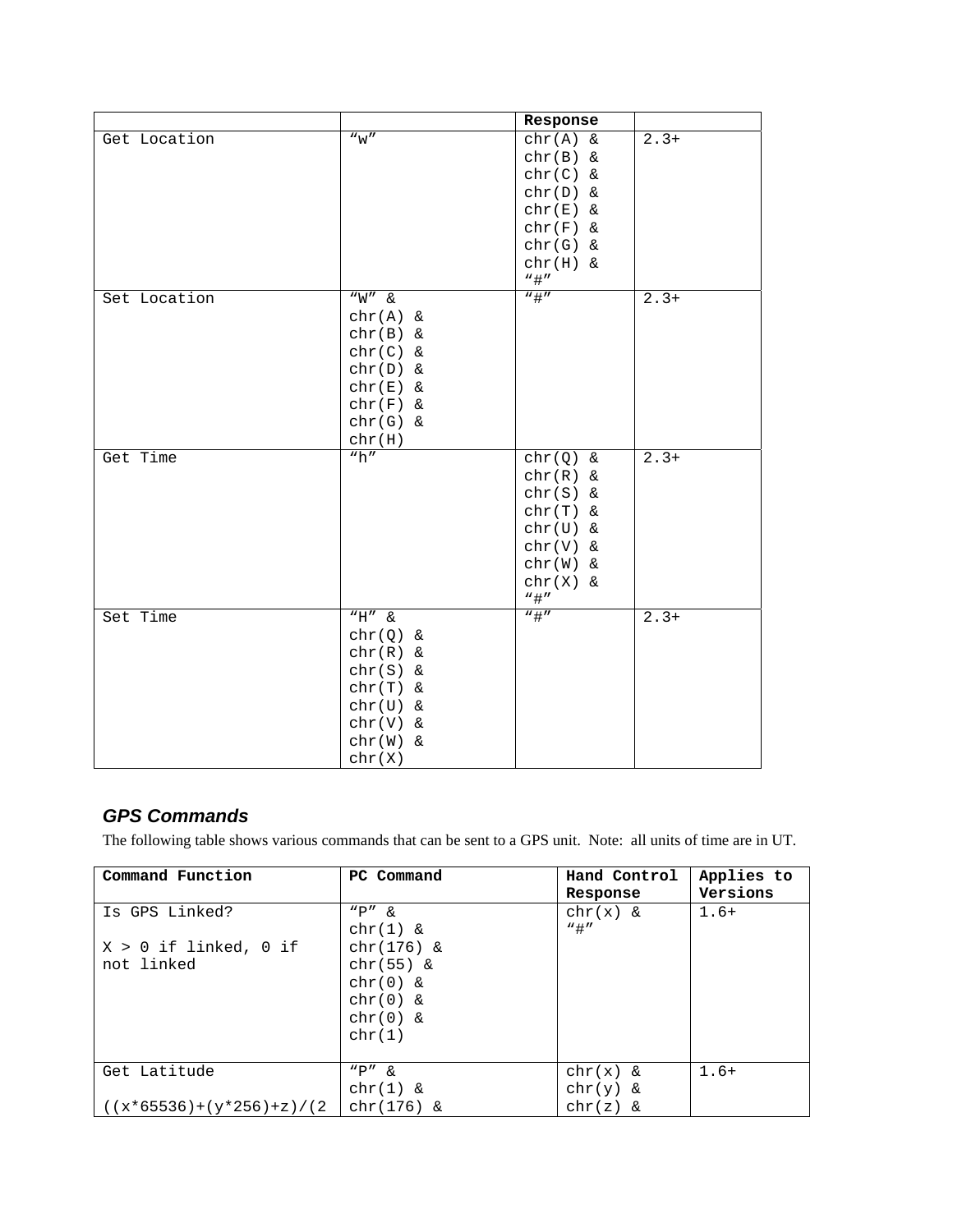| | | Response | |
|---|---|---|---|
| Get Location | “w” | chr(A) & chr(B) & chr(C) & chr(D) & chr(E) & chr(F) & chr(G) & chr(H) & “#” | 2.3+ |
| Set Location | “W” & chr(A) & chr(B) & chr(C) & chr(D) & chr(E) & chr(F) & chr(G) & chr(H) | “#” | 2.3+ |
| Get Time | “h” | chr(Q) & chr(R) & chr(S) & chr(T) & chr(U) & chr(V) & chr(W) & chr(X) & “#” | 2.3+ |
| Set Time | “H” & chr(Q) & chr(R) & chr(S) & chr(T) & chr(U) & chr(V) & chr(W) & chr(X) | “#” | 2.3+ |

### *GPS Commands*

The following table shows various commands that can be sent to a GPS unit. Note: all units of time are in UT.

| Command Function | PC Command | Hand Control Response | Applies to Versions |
|---|---|---|---|
| Is GPS Linked?<br><br>X > 0 if linked, 0 if not linked | “P” & chr(1) & chr(176) & chr(55) & chr(0) & chr(0) & chr(0) & chr(1) | chr(x) & “#” | 1.6+ |
| Get Latitude<br><br>((x*65536)+(y*256)+z)/(2 | “P” & chr(1) & chr(176) & | chr(x) & chr(y) & chr(z) & | 1.6+ |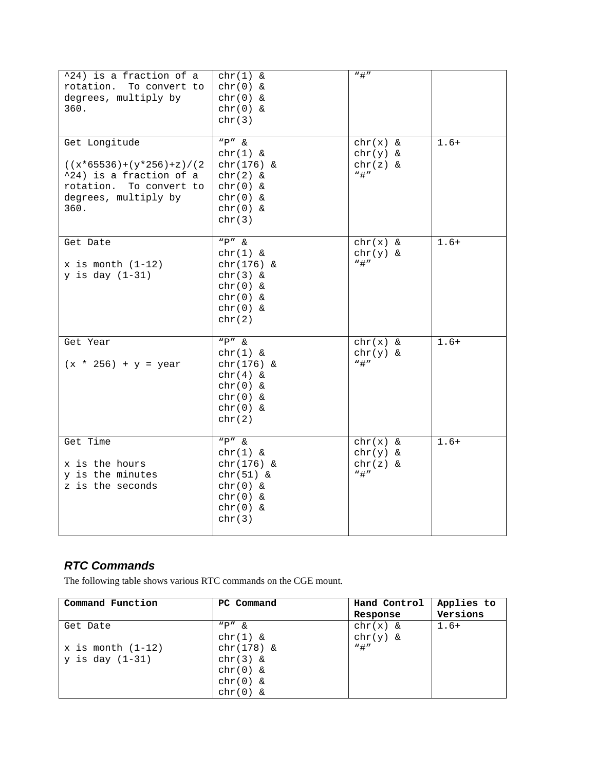| | | | |
|---|---|---|---|
| ^24) is a fraction of a rotation. To convert to degrees, multiply by 360. | chr(1) & chr(0) & chr(0) & chr(0) & chr(3) | "#" | |
| Get Longitude<br><br>((x*65536)+(y*256)+z)/(2^24) is a fraction of a rotation. To convert to degrees, multiply by 360. | "P" & chr(1) & chr(176) & chr(2) & chr(0) & chr(0) & chr(0) & chr(3) | chr(x) & chr(y) & chr(z) & "#" | 1.6+ |
| Get Date<br><br>x is month (1-12)<br>y is day (1-31) | "P" & chr(1) & chr(176) & chr(3) & chr(0) & chr(0) & chr(0) & chr(2) | chr(x) & chr(y) & "#" | 1.6+ |
| Get Year<br><br>(x * 256) + y = year | "P" & chr(1) & chr(176) & chr(4) & chr(0) & chr(0) & chr(0) & chr(2) | chr(x) & chr(y) & "#" | 1.6+ |
| Get Time<br><br>x is the hours<br>y is the minutes<br>z is the seconds | "P" & chr(1) & chr(176) & chr(51) & chr(0) & chr(0) & chr(0) & chr(3) | chr(x) & chr(y) & chr(z) & "#" | 1.6+ |

### *RTC Commands*

The following table shows various RTC commands on the CGE mount.

| Command Function | PC Command | Hand Control Response | Applies to Versions |
|---|---|---|---|
| Get Date<br><br>x is month (1-12)<br>y is day (1-31) | "P" & chr(1) & chr(178) & chr(3) & chr(0) & chr(0) & chr(0) & | chr(x) & chr(y) & "#" | 1.6+ |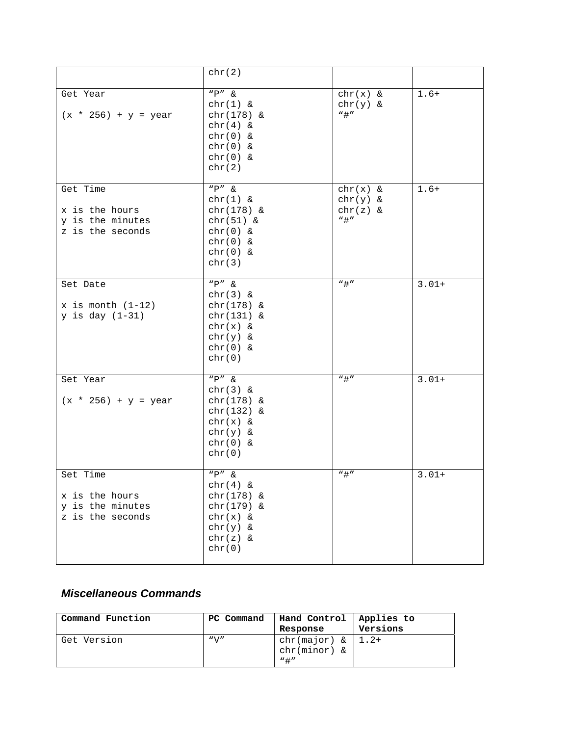| | | | |
|---|---|---|---|
| | chr(2) | | |
| Get Year<br><br>(x * 256) + y = year | "P" &<br>chr(1) &<br>chr(178) &<br>chr(4) &<br>chr(0) &<br>chr(0) &<br>chr(0) &<br>chr(2) | chr(x) &<br>chr(y) &<br>"#" | 1.6+ |
| Get Time<br><br>x is the hours<br>y is the minutes<br>z is the seconds | "P" &<br>chr(1) &<br>chr(178) &<br>chr(51) &<br>chr(0) &<br>chr(0) &<br>chr(0) &<br>chr(3) | chr(x) &<br>chr(y) &<br>chr(z) &<br>"#" | 1.6+ |
| Set Date<br><br>x is month (1-12)<br>y is day (1-31) | "P" &<br>chr(3) &<br>chr(178) &<br>chr(131) &<br>chr(x) &<br>chr(y) &<br>chr(0) &<br>chr(0) | "#" | 3.01+ |
| Set Year<br><br>(x * 256) + y = year | "P" &<br>chr(3) &<br>chr(178) &<br>chr(132) &<br>chr(x) &<br>chr(y) &<br>chr(0) &<br>chr(0) | "#" | 3.01+ |
| Set Time<br><br>x is the hours<br>y is the minutes<br>z is the seconds | "P" &<br>chr(4) &<br>chr(178) &<br>chr(179) &<br>chr(x) &<br>chr(y) &<br>chr(z) &<br>chr(0) | "#" | 3.01+ |

### *Miscellaneous Commands*

| Command Function | PC Command | Hand Control Response | Applies to Versions |
|---|---|---|---|
| Get Version | "V" | chr(major) &<br>chr(minor) &<br>"#" | 1.2+ |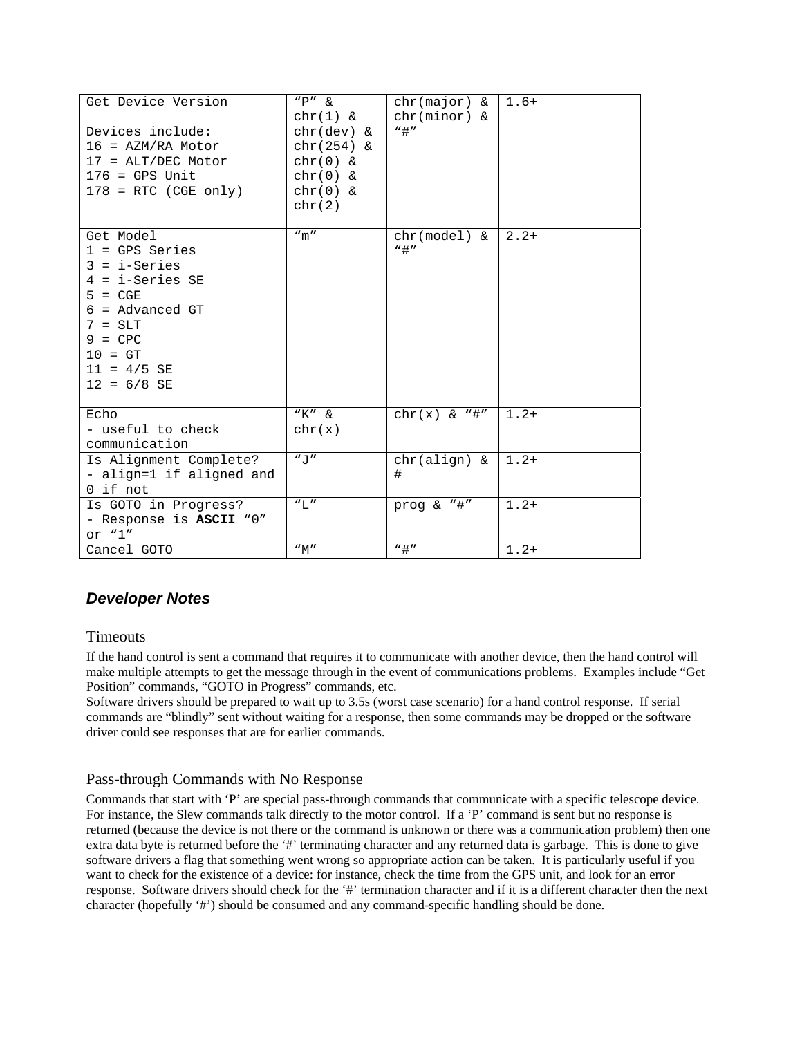| | | | |
|---|---|---|---|
| Get Device Version<br><br>Devices include:<br>16 = AZM/RA Motor<br>17 = ALT/DEC Motor<br>176 = GPS Unit<br>178 = RTC (CGE only) | "P" & chr(1) & chr(dev) & chr(254) & chr(0) & chr(0) & chr(0) & chr(2) | chr(major) & chr(minor) & "#" | 1.6+ |
| Get Model<br>1 = GPS Series<br>3 = i-Series<br>4 = i-Series SE<br>5 = CGE<br>6 = Advanced GT<br>7 = SLT<br>9 = CPC<br>10 = GT<br>11 = 4/5 SE<br>12 = 6/8 SE | "m" | chr(model) & "#" | 2.2+ |
| Echo<br>- useful to check communication | "K" & chr(x) | chr(x) & "#" | 1.2+ |
| Is Alignment Complete?<br>- align=1 if aligned and 0 if not | "J" | chr(align) & # | 1.2+ |
| Is GOTO in Progress?<br>- Response is **ASCII** "0" or "1" | "L" | prog & "#" | 1.2+ |
| Cancel GOTO | "M" | "#" | 1.2+ |

## *Developer Notes*

### Timeouts

If the hand control is sent a command that requires it to communicate with another device, then the hand control will make multiple attempts to get the message through in the event of communications problems. Examples include "Get Position" commands, "GOTO in Progress" commands, etc.
Software drivers should be prepared to wait up to 3.5s (worst case scenario) for a hand control response. If serial commands are "blindly" sent without waiting for a response, then some commands may be dropped or the software driver could see responses that are for earlier commands.

### Pass-through Commands with No Response

Commands that start with 'P' are special pass-through commands that communicate with a specific telescope device. For instance, the Slew commands talk directly to the motor control. If a 'P' command is sent but no response is returned (because the device is not there or the command is unknown or there was a communication problem) then one extra data byte is returned before the '#' terminating character and any returned data is garbage. This is done to give software drivers a flag that something went wrong so appropriate action can be taken. It is particularly useful if you want to check for the existence of a device: for instance, check the time from the GPS unit, and look for an error response. Software drivers should check for the '#' termination character and if it is a different character then the next character (hopefully '#') should be consumed and any command-specific handling should be done.